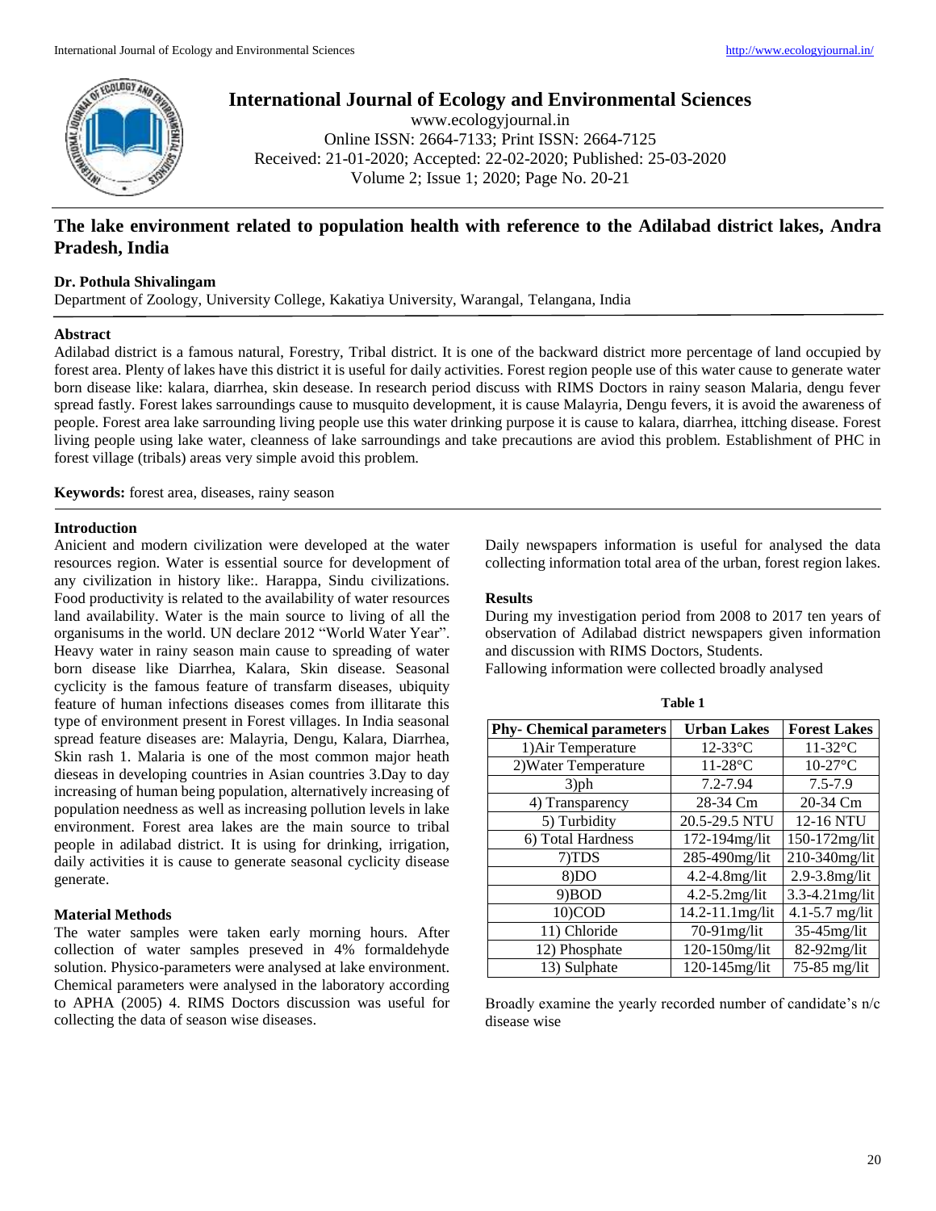# International Journal of Ecology and Environmental Sciences

www.ecologyjournal.in
Online ISSN: 2664-7133; Print ISSN: 2664-7125
Received: 21-01-2020; Accepted: 22-02-2020; Published: 25-03-2020
Volume 2; Issue 1; 2020; Page No. 20-21

## The lake environment related to population health with reference to the Adilabad district lakes, Andra Pradesh, India

**Dr. Pothula Shivalingam**

Department of Zoology, University College, Kakatiya University, Warangal, Telangana, India

### Abstract

Adilabad district is a famous natural, Forestry, Tribal district. It is one of the backward district more percentage of land occupied by forest area. Plenty of lakes have this district it is useful for daily activities. Forest region people use of this water cause to generate water born disease like: kalara, diarrhea, skin desease. In research period discuss with RIMS Doctors in rainy season Malaria, dengu fever spread fastly. Forest lakes sarroundings cause to musquito development, it is cause Malayria, Dengu fevers, it is avoid the awareness of people. Forest area lake sarrounding living people use this water drinking purpose it is cause to kalara, diarrhea, ittching disease. Forest living people using lake water, cleanness of lake sarroundings and take precautions are aviod this problem. Establishment of PHC in forest village (tribals) areas very simple avoid this problem.

**Keywords:** forest area, diseases, rainy season

### Introduction

Anicient and modern civilization were developed at the water resources region. Water is essential source for development of any civilization in history like:. Harappa, Sindu civilizations. Food productivity is related to the availability of water resources land availability. Water is the main source to living of all the organisums in the world. UN declare 2012 "World Water Year". Heavy water in rainy season main cause to spreading of water born disease like Diarrhea, Kalara, Skin disease. Seasonal cyclicity is the famous feature of transfarm diseases, ubiquity feature of human infections diseases comes from illitarate this type of environment present in Forest villages. In India seasonal spread feature diseases are: Malayria, Dengu, Kalara, Diarrhea, Skin rash 1. Malaria is one of the most common major heath dieseas in developing countries in Asian countries 3.Day to day increasing of human being population, alternatively increasing of population needness as well as increasing pollution levels in lake environment. Forest area lakes are the main source to tribal people in adilabad district. It is using for drinking, irrigation, daily activities it is cause to generate seasonal cyclicity disease generate.

### Material Methods

The water samples were taken early morning hours. After collection of water samples preseved in 4% formaldehyde solution. Physico-parameters were analysed at lake environment. Chemical parameters were analysed in the laboratory according to APHA (2005) 4. RIMS Doctors discussion was useful for collecting the data of season wise diseases.

Daily newspapers information is useful for analysed the data collecting information total area of the urban, forest region lakes.

### Results

During my investigation period from 2008 to 2017 ten years of observation of Adilabad district newspapers given information and discussion with RIMS Doctors, Students.

Fallowing information were collected broadly analysed

**Table 1**

| Phy- Chemical parameters | Urban Lakes | Forest Lakes |
|---|---|---|
| 1)Air Temperature | 12-33°C | 11-32°C |
| 2)Water Temperature | 11-28°C | 10-27°C |
| 3)ph | 7.2-7.94 | 7.5-7.9 |
| 4) Transparency | 28-34 Cm | 20-34 Cm |
| 5) Turbidity | 20.5-29.5 NTU | 12-16 NTU |
| 6) Total Hardness | 172-194mg/lit | 150-172mg/lit |
| 7)TDS | 285-490mg/lit | 210-340mg/lit |
| 8)DO | 4.2-4.8mg/lit | 2.9-3.8mg/lit |
| 9)BOD | 4.2-5.2mg/lit | 3.3-4.21mg/lit |
| 10)COD | 14.2-11.1mg/lit | 4.1-5.7 mg/lit |
| 11) Chloride | 70-91mg/lit | 35-45mg/lit |
| 12) Phosphate | 120-150mg/lit | 82-92mg/lit |
| 13) Sulphate | 120-145mg/lit | 75-85 mg/lit |

Broadly examine the yearly recorded number of candidate's n/c disease wise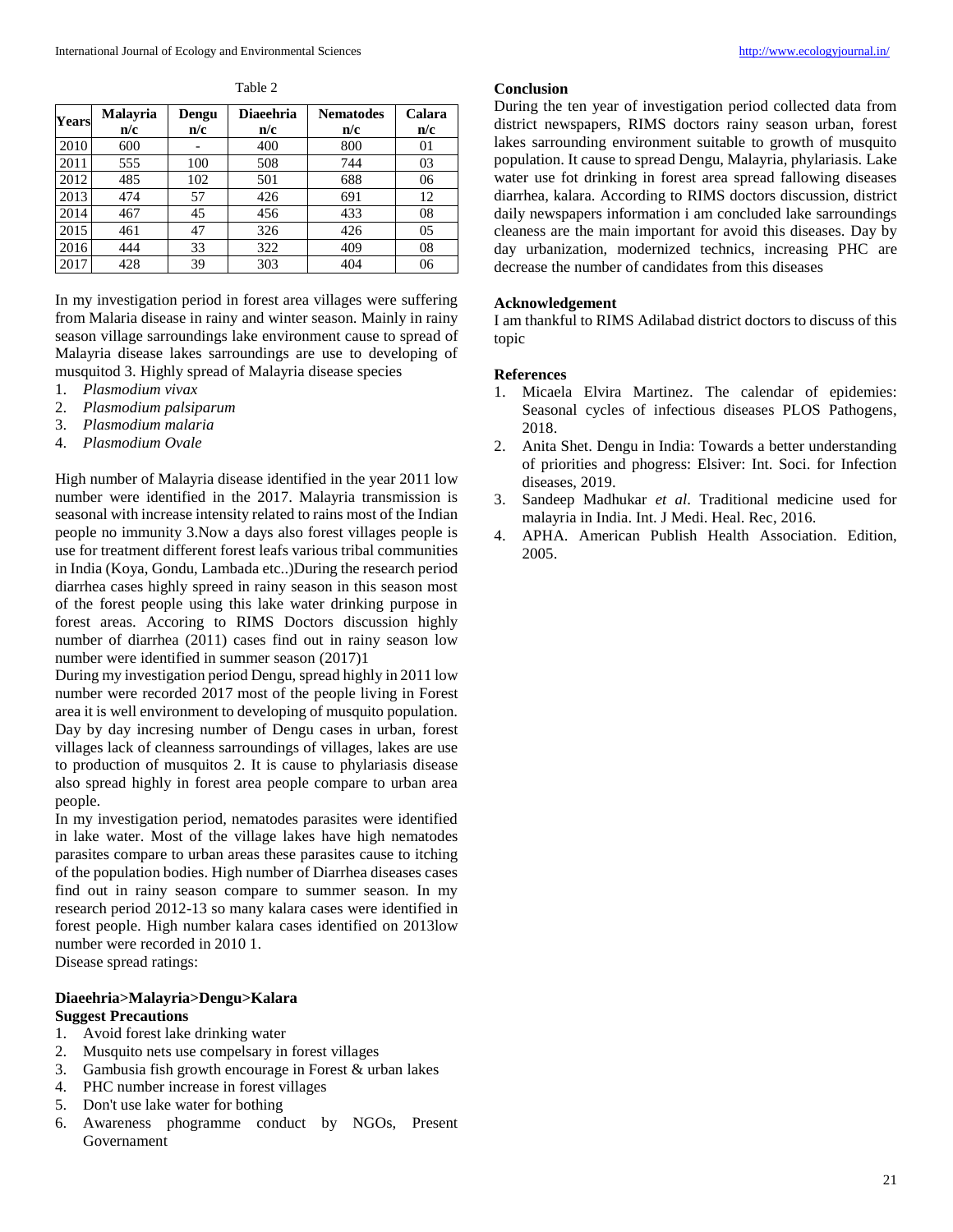Table 2

| Years | Malayria n/c | Dengu n/c | Diaeehria n/c | Nematodes n/c | Calara n/c |
|---|---|---|---|---|---|
| 2010 | 600 | - | 400 | 800 | 01 |
| 2011 | 555 | 100 | 508 | 744 | 03 |
| 2012 | 485 | 102 | 501 | 688 | 06 |
| 2013 | 474 | 57 | 426 | 691 | 12 |
| 2014 | 467 | 45 | 456 | 433 | 08 |
| 2015 | 461 | 47 | 326 | 426 | 05 |
| 2016 | 444 | 33 | 322 | 409 | 08 |
| 2017 | 428 | 39 | 303 | 404 | 06 |

In my investigation period in forest area villages were suffering from Malaria disease in rainy and winter season. Mainly in rainy season village sarroundings lake environment cause to spread of Malayria disease lakes sarroundings are use to developing of musquitod 3. Highly spread of Malayria disease species

1. *Plasmodium vivax*
2. *Plasmodium palsiparum*
3. *Plasmodium malaria*
4. *Plasmodium Ovale*

High number of Malayria disease identified in the year 2011 low number were identified in the 2017. Malayria transmission is seasonal with increase intensity related to rains most of the Indian people no immunity 3.Now a days also forest villages people is use for treatment different forest leafs various tribal communities in India (Koya, Gondu, Lambada etc..)During the research period diarrhea cases highly spreed in rainy season in this season most of the forest people using this lake water drinking purpose in forest areas. Accoring to RIMS Doctors discussion highly number of diarrhea (2011) cases find out in rainy season low number were identified in summer season (2017)1

During my investigation period Dengu, spread highly in 2011 low number were recorded 2017 most of the people living in Forest area it is well environment to developing of musquito population. Day by day incresing number of Dengu cases in urban, forest villages lack of cleanness sarroundings of villages, lakes are use to production of musquitos 2. It is cause to phylariasis disease also spread highly in forest area people compare to urban area people.

In my investigation period, nematodes parasites were identified in lake water. Most of the village lakes have high nematodes parasites compare to urban areas these parasites cause to itching of the population bodies. High number of Diarrhea diseases cases find out in rainy season compare to summer season. In my research period 2012-13 so many kalara cases were identified in forest people. High number kalara cases identified on 2013low number were recorded in 2010 1.

Disease spread ratings:

**Diaeehria>Malayria>Dengu>Kalara**

**Suggest Precautions**

1. Avoid forest lake drinking water
2. Musquito nets use compelsary in forest villages
3. Gambusia fish growth encourage in Forest & urban lakes
4. PHC number increase in forest villages
5. Don't use lake water for bothing
6. Awareness phogramme conduct by NGOs, Present Governament

## Conclusion

During the ten year of investigation period collected data from district newspapers, RIMS doctors rainy season urban, forest lakes sarrounding environment suitable to growth of musquito population. It cause to spread Dengu, Malayria, phylariasis. Lake water use fot drinking in forest area spread fallowing diseases diarrhea, kalara. According to RIMS doctors discussion, district daily newspapers information i am concluded lake sarroundings cleaness are the main important for avoid this diseases. Day by day urbanization, modernized technics, increasing PHC are decrease the number of candidates from this diseases

## Acknowledgement

I am thankful to RIMS Adilabad district doctors to discuss of this topic

## References

1. Micaela Elvira Martinez. The calendar of epidemies: Seasonal cycles of infectious diseases PLOS Pathogens, 2018.
2. Anita Shet. Dengu in India: Towards a better understanding of priorities and phogress: Elsiver: Int. Soci. for Infection diseases, 2019.
3. Sandeep Madhukar *et al*. Traditional medicine used for malayria in India. Int. J Medi. Heal. Rec, 2016.
4. APHA. American Publish Health Association. Edition, 2005.